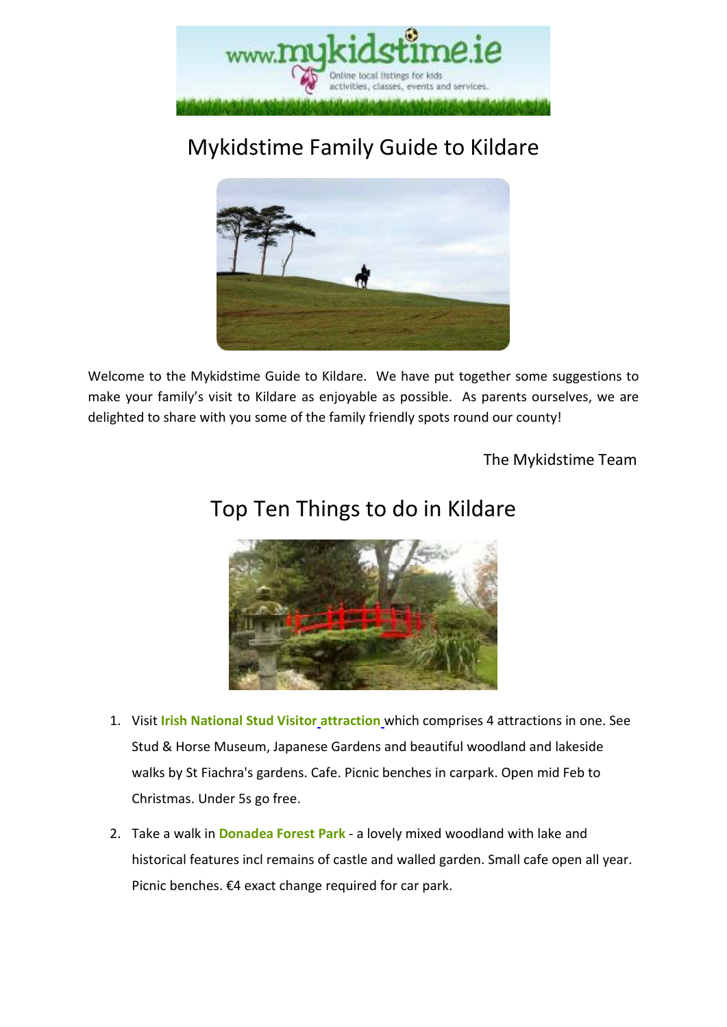# Mykidstime Family Guide to Kildare

Welcome to the Mykidstime Guide to Kildare. We have put together some suggestions to make your family's visit to Kildare as enjoyable as possible. As parents ourselves, we are delighted to share with you some of the family friendly spots round our county!

The Mykidstime Team

## Top Ten Things to do in Kildare

1. Visit **Irish National Stud Visitor attraction** which comprises 4 attractions in one. See Stud & Horse Museum, Japanese Gardens and beautiful woodland and lakeside walks by St Fiachra's gardens. Cafe. Picnic benches in carpark. Open mid Feb to Christmas. Under 5s go free.
2. Take a walk in **Donadea Forest Park** - a lovely mixed woodland with lake and historical features incl remains of castle and walled garden. Small cafe open all year. Picnic benches. €4 exact change required for car park.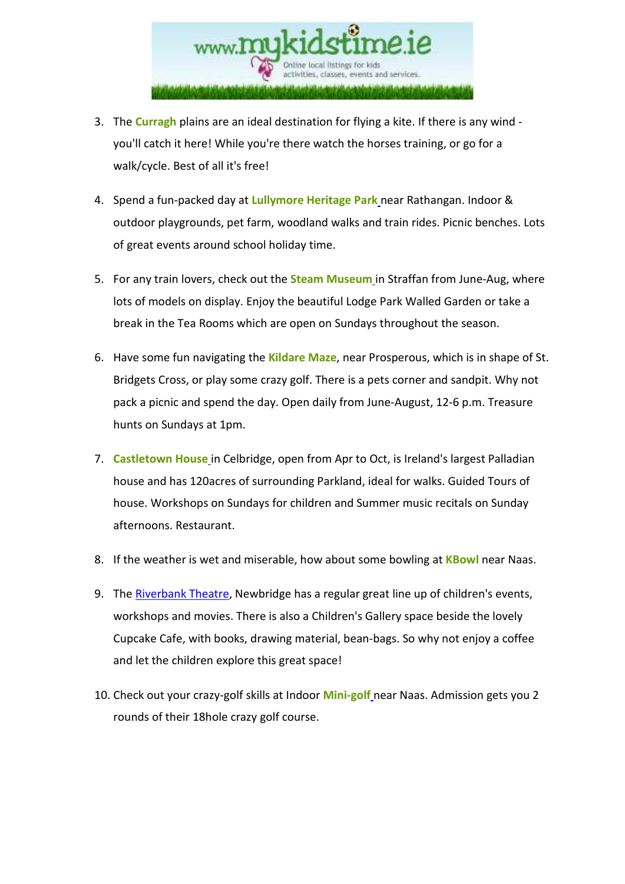3. The **Curragh** plains are an ideal destination for flying a kite. If there is any wind - you'll catch it here! While you're there watch the horses training, or go for a walk/cycle. Best of all it's free!

4. Spend a fun-packed day at **Lullymore Heritage Park** near Rathangan. Indoor & outdoor playgrounds, pet farm, woodland walks and train rides. Picnic benches. Lots of great events around school holiday time.

5. For any train lovers, check out the **Steam Museum** in Straffan from June-Aug, where lots of models on display. Enjoy the beautiful Lodge Park Walled Garden or take a break in the Tea Rooms which are open on Sundays throughout the season.

6. Have some fun navigating the **Kildare Maze**, near Prosperous, which is in shape of St. Bridgets Cross, or play some crazy golf. There is a pets corner and sandpit. Why not pack a picnic and spend the day. Open daily from June-August, 12-6 p.m. Treasure hunts on Sundays at 1pm.

7. **Castletown House** in Celbridge, open from Apr to Oct, is Ireland's largest Palladian house and has 120acres of surrounding Parkland, ideal for walks. Guided Tours of house. Workshops on Sundays for children and Summer music recitals on Sunday afternoons. Restaurant.

8. If the weather is wet and miserable, how about some bowling at **KBowl** near Naas.

9. The Riverbank Theatre, Newbridge has a regular great line up of children's events, workshops and movies. There is also a Children's Gallery space beside the lovely Cupcake Cafe, with books, drawing material, bean-bags. So why not enjoy a coffee and let the children explore this great space!

10. Check out your crazy-golf skills at Indoor **Mini-golf** near Naas. Admission gets you 2 rounds of their 18hole crazy golf course.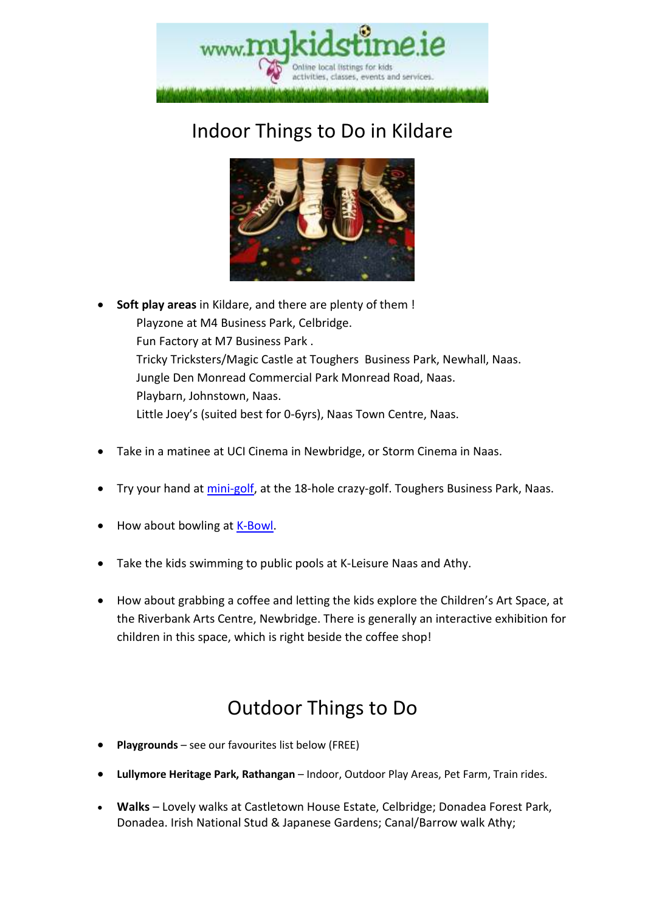# Indoor Things to Do in Kildare

- **Soft play areas** in Kildare, and there are plenty of them !
  Playzone at M4 Business Park, Celbridge.
  Fun Factory at M7 Business Park .
  Tricky Tricksters/Magic Castle at Toughers Business Park, Newhall, Naas.
  Jungle Den Monread Commercial Park Monread Road, Naas.
  Playbarn, Johnstown, Naas.
  Little Joey's (suited best for 0-6yrs), Naas Town Centre, Naas.

- Take in a matinee at UCI Cinema in Newbridge, or Storm Cinema in Naas.

- Try your hand at mini-golf, at the 18-hole crazy-golf. Toughers Business Park, Naas.

- How about bowling at K-Bowl.

- Take the kids swimming to public pools at K-Leisure Naas and Athy.

- How about grabbing a coffee and letting the kids explore the Children's Art Space, at the Riverbank Arts Centre, Newbridge. There is generally an interactive exhibition for children in this space, which is right beside the coffee shop!

# Outdoor Things to Do

- **Playgrounds** – see our favourites list below (FREE)

- **Lullymore Heritage Park, Rathangan** – Indoor, Outdoor Play Areas, Pet Farm, Train rides.

- **Walks** – Lovely walks at Castletown House Estate, Celbridge; Donadea Forest Park, Donadea. Irish National Stud & Japanese Gardens; Canal/Barrow walk Athy;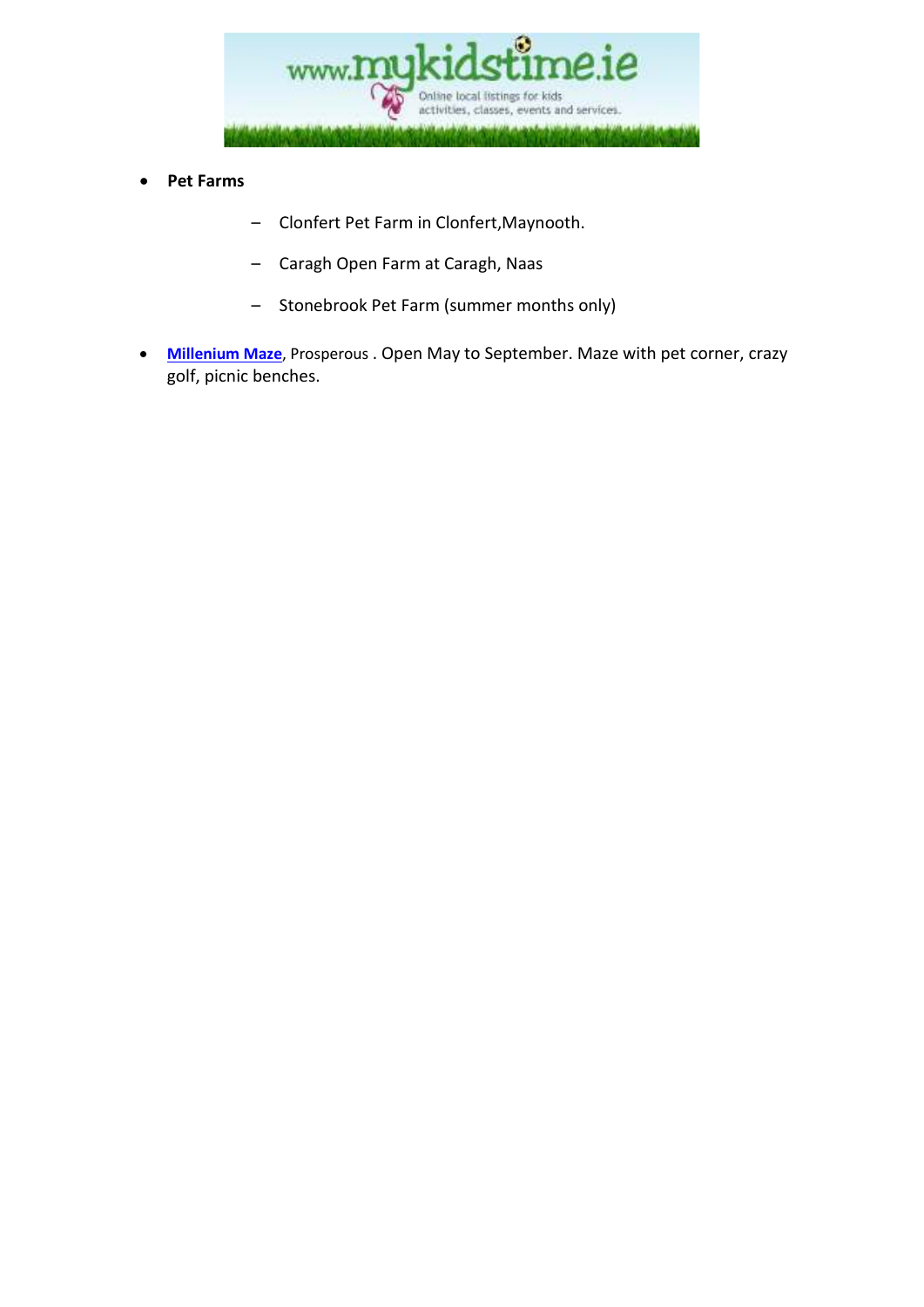- **Pet Farms**
    - Clonfert Pet Farm in Clonfert,Maynooth.
    - Caragh Open Farm at Caragh, Naas
    - Stonebrook Pet Farm (summer months only)
- **Millenium Maze**, Prosperous . Open May to September. Maze with pet corner, crazy golf, picnic benches.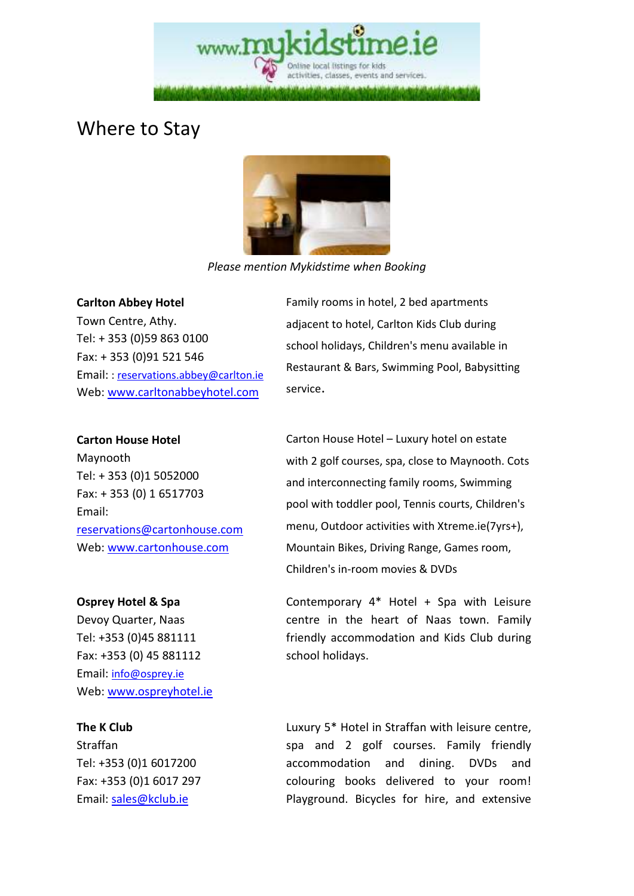# Where to Stay

*Please mention Mykidstime when Booking*

**Carlton Abbey Hotel**
Town Centre, Athy.
Tel: + 353 (0)59 863 0100
Fax: + 353 (0)91 521 546
Email: : reservations.abbey@carlton.ie
Web: www.carltonabbeyhotel.com

Family rooms in hotel, 2 bed apartments adjacent to hotel, Carlton Kids Club during school holidays, Children's menu available in Restaurant & Bars, Swimming Pool, Babysitting service.

**Carton House Hotel**
Maynooth
Tel: + 353 (0)1 5052000
Fax: + 353 (0) 1 6517703
Email: reservations@cartonhouse.com
Web: www.cartonhouse.com

Carton House Hotel – Luxury hotel on estate with 2 golf courses, spa, close to Maynooth. Cots and interconnecting family rooms, Swimming pool with toddler pool, Tennis courts, Children's menu, Outdoor activities with Xtreme.ie(7yrs+), Mountain Bikes, Driving Range, Games room, Children's in-room movies & DVDs

**Osprey Hotel & Spa**
Devoy Quarter, Naas
Tel: +353 (0)45 881111
Fax: +353 (0) 45 881112
Email: info@osprey.ie
Web: www.ospreyhotel.ie

Contemporary 4* Hotel + Spa with Leisure centre in the heart of Naas town. Family friendly accommodation and Kids Club during school holidays.

**The K Club**
Straffan
Tel: +353 (0)1 6017200
Fax: +353 (0)1 6017 297
Email: sales@kclub.ie

Luxury 5* Hotel in Straffan with leisure centre, spa and 2 golf courses. Family friendly accommodation and dining. DVDs and colouring books delivered to your room! Playground. Bicycles for hire, and extensive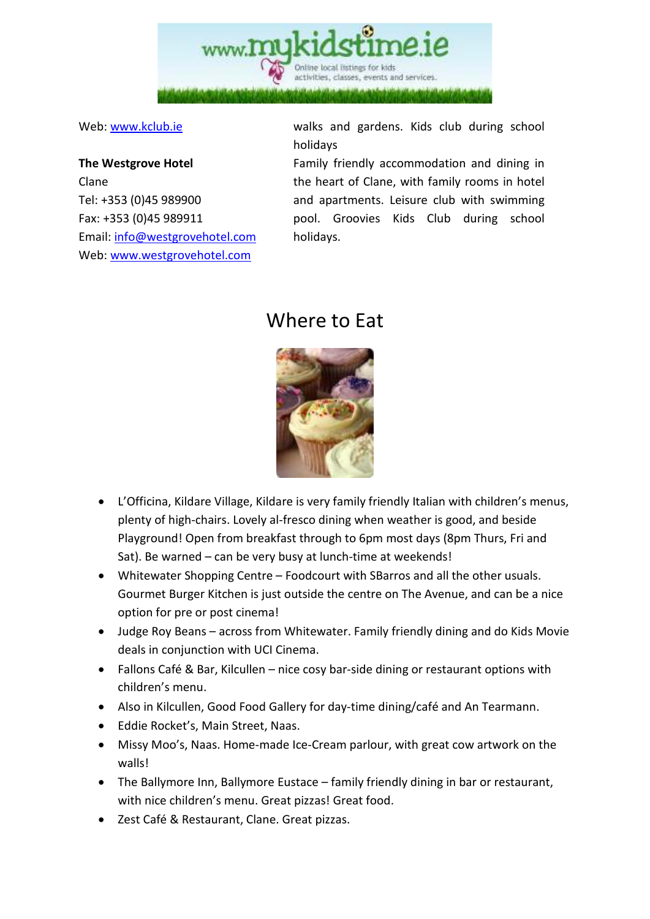Web: www.kclub.ie

walks and gardens. Kids club during school holidays

**The Westgrove Hotel**
Clane
Tel: +353 (0)45 989900
Fax: +353 (0)45 989911
Email: info@westgrovehotel.com
Web: www.westgrovehotel.com

Family friendly accommodation and dining in the heart of Clane, with family rooms in hotel and apartments. Leisure club with swimming pool. Groovies Kids Club during school holidays.

# Where to Eat

- L'Officina, Kildare Village, Kildare is very family friendly Italian with children's menus, plenty of high-chairs. Lovely al-fresco dining when weather is good, and beside Playground! Open from breakfast through to 6pm most days (8pm Thurs, Fri and Sat). Be warned – can be very busy at lunch-time at weekends!
- Whitewater Shopping Centre – Foodcourt with SBarros and all the other usuals. Gourmet Burger Kitchen is just outside the centre on The Avenue, and can be a nice option for pre or post cinema!
- Judge Roy Beans – across from Whitewater. Family friendly dining and do Kids Movie deals in conjunction with UCI Cinema.
- Fallons Café & Bar, Kilcullen – nice cosy bar-side dining or restaurant options with children's menu.
- Also in Kilcullen, Good Food Gallery for day-time dining/café and An Tearmann.
- Eddie Rocket's, Main Street, Naas.
- Missy Moo's, Naas. Home-made Ice-Cream parlour, with great cow artwork on the walls!
- The Ballymore Inn, Ballymore Eustace – family friendly dining in bar or restaurant, with nice children's menu. Great pizzas! Great food.
- Zest Café & Restaurant, Clane. Great pizzas.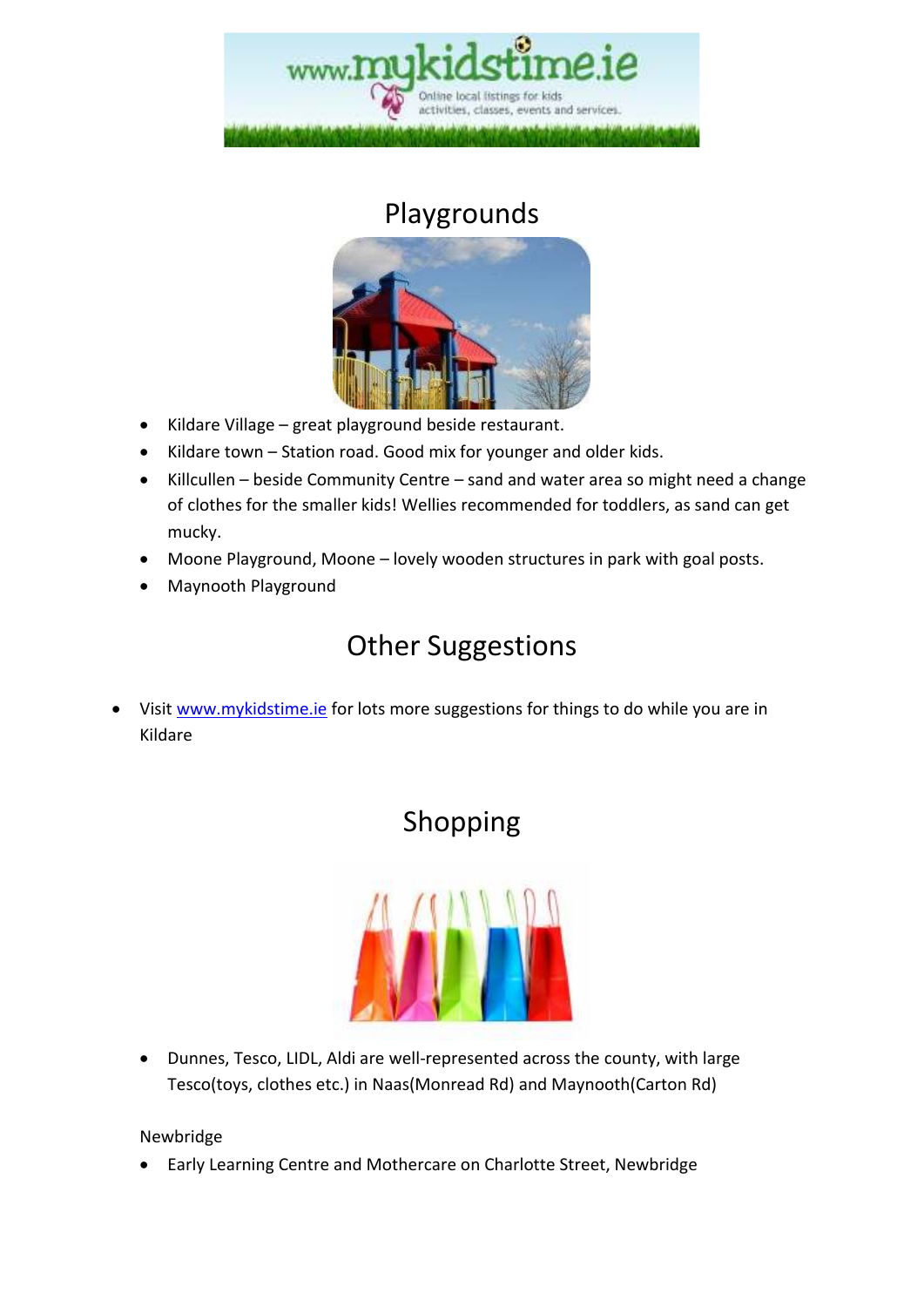## Playgrounds

- Kildare Village – great playground beside restaurant.
- Kildare town – Station road. Good mix for younger and older kids.
- Killcullen – beside Community Centre – sand and water area so might need a change of clothes for the smaller kids! Wellies recommended for toddlers, as sand can get mucky.
- Moone Playground, Moone – lovely wooden structures in park with goal posts.
- Maynooth Playground

## Other Suggestions

- Visit www.mykidstime.ie for lots more suggestions for things to do while you are in Kildare

## Shopping

- Dunnes, Tesco, LIDL, Aldi are well-represented across the county, with large Tesco(toys, clothes etc.) in Naas(Monread Rd) and Maynooth(Carton Rd)

Newbridge

- Early Learning Centre and Mothercare on Charlotte Street, Newbridge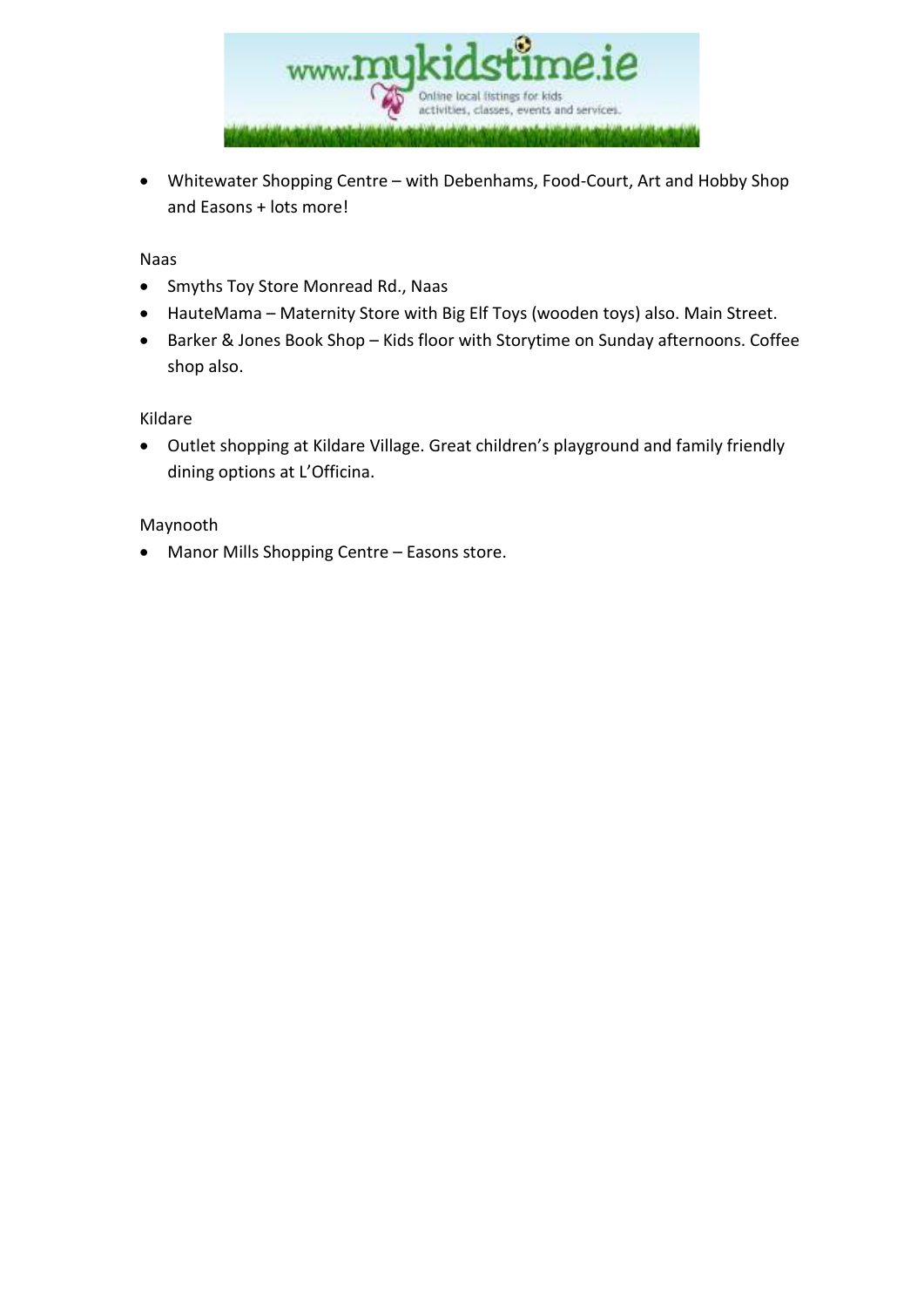- Whitewater Shopping Centre – with Debenhams, Food-Court, Art and Hobby Shop and Easons + lots more!

Naas

- Smyths Toy Store Monread Rd., Naas
- HauteMama – Maternity Store with Big Elf Toys (wooden toys) also. Main Street.
- Barker & Jones Book Shop – Kids floor with Storytime on Sunday afternoons. Coffee shop also.

Kildare

- Outlet shopping at Kildare Village. Great children's playground and family friendly dining options at L'Officina.

Maynooth

- Manor Mills Shopping Centre – Easons store.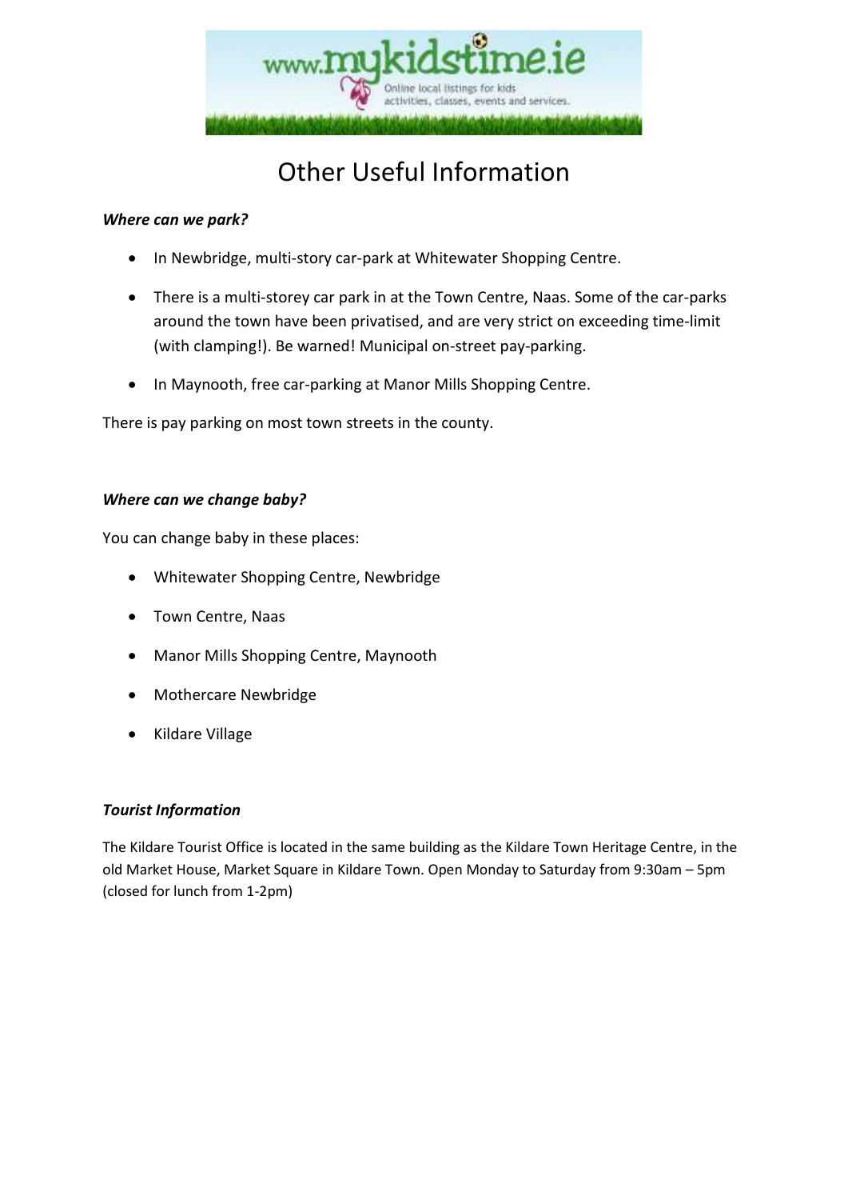# Other Useful Information

***Where can we park?***

- In Newbridge, multi-story car-park at Whitewater Shopping Centre.
- There is a multi-storey car park in at the Town Centre, Naas. Some of the car-parks around the town have been privatised, and are very strict on exceeding time-limit (with clamping!). Be warned! Municipal on-street pay-parking.
- In Maynooth, free car-parking at Manor Mills Shopping Centre.

There is pay parking on most town streets in the county.

***Where can we change baby?***

You can change baby in these places:

- Whitewater Shopping Centre, Newbridge
- Town Centre, Naas
- Manor Mills Shopping Centre, Maynooth
- Mothercare Newbridge
- Kildare Village

***Tourist Information***

The Kildare Tourist Office is located in the same building as the Kildare Town Heritage Centre, in the old Market House, Market Square in Kildare Town. Open Monday to Saturday from 9:30am – 5pm (closed for lunch from 1-2pm)